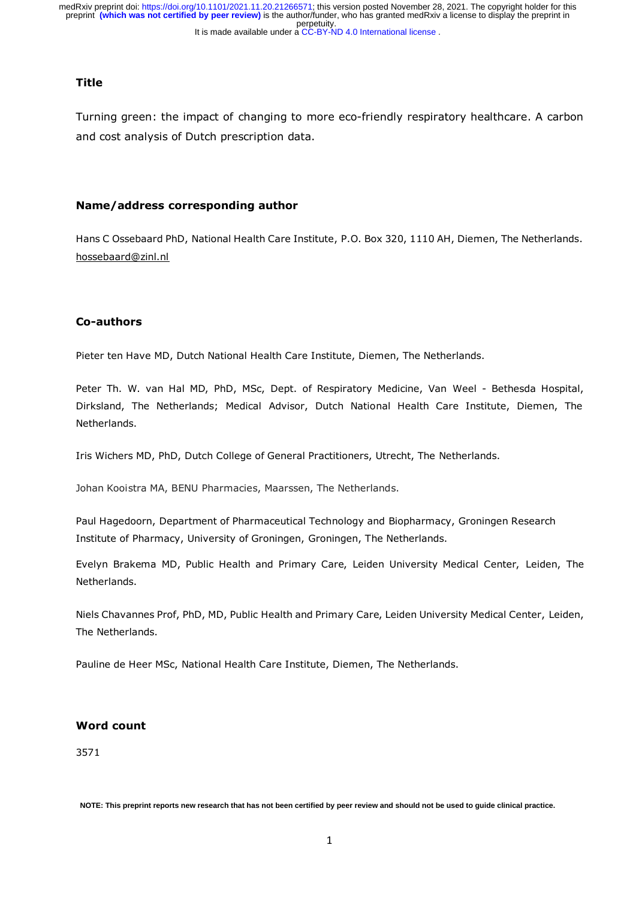## Title

Turning green: the impact of changing to more eco-friendly respiratory healthcare. A carbon and cost analysis of Dutch prescription data.

## Name/address corresponding author

Hans C Ossebaard PhD, National Health Care Institute, P.O. Box 320, 1110 AH, Diemen, The Netherlands. hossebaard@zinl.nl

## Co-authors

Pieter ten Have MD, Dutch National Health Care Institute, Diemen, The Netherlands.

Peter Th. W. van Hal MD, PhD, MSc, Dept. of Respiratory Medicine, Van Weel - Bethesda Hospital, Dirksland, The Netherlands; Medical Advisor, Dutch National Health Care Institute, Diemen, The Netherlands.

Iris Wichers MD, PhD, Dutch College of General Practitioners, Utrecht, The Netherlands.

Johan Kooistra MA, BENU Pharmacies, Maarssen, The Netherlands.

Paul Hagedoorn, Department of Pharmaceutical Technology and Biopharmacy, Groningen Research Institute of Pharmacy, University of Groningen, Groningen, The Netherlands.

Evelyn Brakema MD, Public Health and Primary Care, Leiden University Medical Center, Leiden, The Netherlands.

Niels Chavannes Prof, PhD, MD, Public Health and Primary Care, Leiden University Medical Center, Leiden, The Netherlands.

Pauline de Heer MSc, National Health Care Institute, Diemen, The Netherlands.

## Word count

3571

NOTE: This preprint reports new research that has not been certified by peer review and should not be used to guide clinical practice.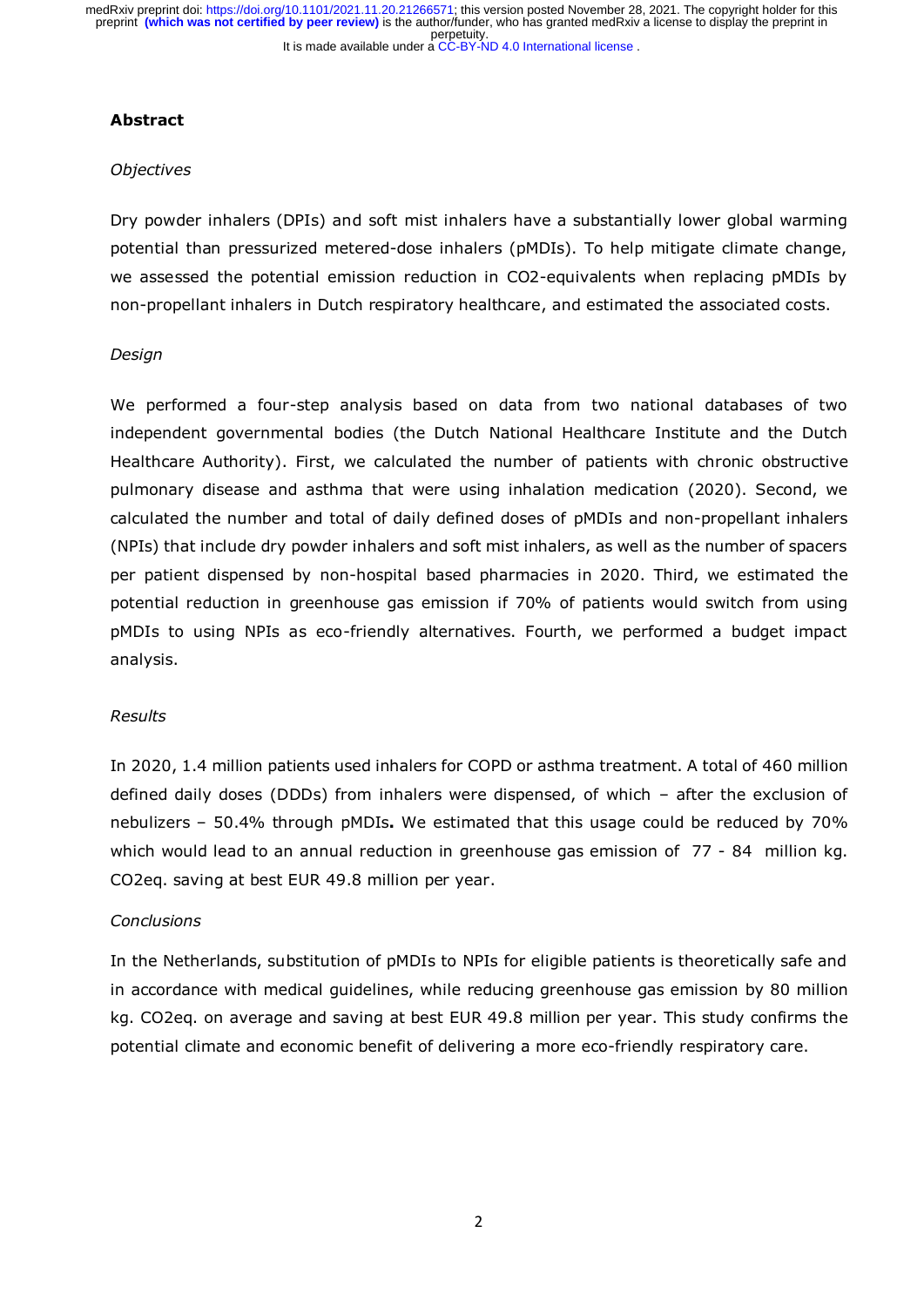## Abstract

### *Objectives*

Dry powder inhalers (DPIs) and soft mist inhalers have a substantially lower global warming potential than pressurized metered-dose inhalers (pMDIs). To help mitigate climate change, we assessed the potential emission reduction in CO2-equivalents when replacing pMDIs by non-propellant inhalers in Dutch respiratory healthcare, and estimated the associated costs.

### *Design*

We performed a four-step analysis based on data from two national databases of two independent governmental bodies (the Dutch National Healthcare Institute and the Dutch Healthcare Authority). First, we calculated the number of patients with chronic obstructive pulmonary disease and asthma that were using inhalation medication (2020). Second, we calculated the number and total of daily defined doses of pMDIs and non-propellant inhalers (NPIs) that include dry powder inhalers and soft mist inhalers, as well as the number of spacers per patient dispensed by non-hospital based pharmacies in 2020. Third, we estimated the potential reduction in greenhouse gas emission if 70% of patients would switch from using pMDIs to using NPIs as eco-friendly alternatives. Fourth, we performed a budget impact analysis.

### *Results*

In 2020, 1.4 million patients used inhalers for COPD or asthma treatment. A total of 460 million defined daily doses (DDDs) from inhalers were dispensed, of which – after the exclusion of nebulizers – 50.4% through pMDIs**.** We estimated that this usage could be reduced by 70% which would lead to an annual reduction in greenhouse gas emission of 77 - 84 million kg. CO2eq. saving at best EUR 49.8 million per year.

### *Conclusions*

In the Netherlands, substitution of pMDIs to NPIs for eligible patients is theoretically safe and in accordance with medical guidelines, while reducing greenhouse gas emission by 80 million kg. CO2eq. on average and saving at best EUR 49.8 million per year. This study confirms the potential climate and economic benefit of delivering a more eco-friendly respiratory care.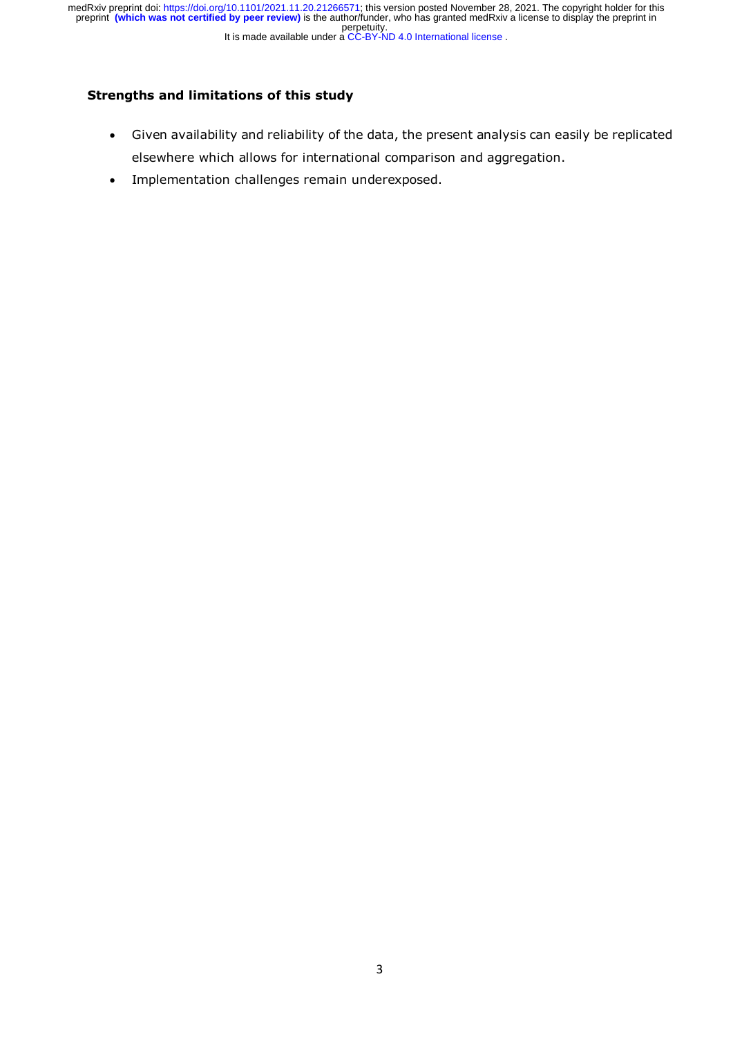**Strengths and limitations of this study**

- Given availability and reliability of the data, the present analysis can easily be replicated elsewhere which allows for international comparison and aggregation.
- Implementation challenges remain underexposed.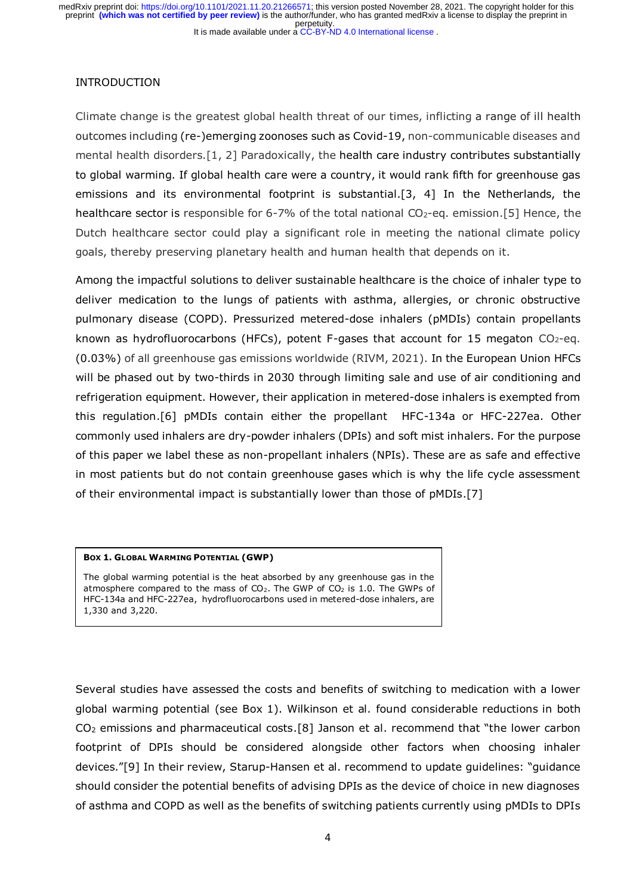## INTRODUCTION

Climate change is the greatest global health threat of our times, inflicting a range of ill health outcomes including (re-)emerging zoonoses such as Covid-19, non-communicable diseases and mental health disorders.[1, 2] Paradoxically, the health care industry contributes substantially to global warming. If global health care were a country, it would rank fifth for greenhouse gas emissions and its environmental footprint is substantial.[3, 4] In the Netherlands, the healthcare sector is responsible for 6-7% of the total national $CO_2$-eq. emission.[5] Hence, the Dutch healthcare sector could play a significant role in meeting the national climate policy goals, thereby preserving planetary health and human health that depends on it.

Among the impactful solutions to deliver sustainable healthcare is the choice of inhaler type to deliver medication to the lungs of patients with asthma, allergies, or chronic obstructive pulmonary disease (COPD). Pressurized metered-dose inhalers (pMDIs) contain propellants known as hydrofluorocarbons (HFCs), potent F-gases that account for 15 megaton $CO_2$-eq. (0.03%) of all greenhouse gas emissions worldwide (RIVM, 2021). In the European Union HFCs will be phased out by two-thirds in 2030 through limiting sale and use of air conditioning and refrigeration equipment. However, their application in metered-dose inhalers is exempted from this regulation.[6] pMDIs contain either the propellant HFC-134a or HFC-227ea. Other commonly used inhalers are dry-powder inhalers (DPIs) and soft mist inhalers. For the purpose of this paper we label these as non-propellant inhalers (NPIs). These are as safe and effective in most patients but do not contain greenhouse gases which is why the life cycle assessment of their environmental impact is substantially lower than those of pMDIs.[7]

> **BOX 1. GLOBAL WARMING POTENTIAL (GWP)**
>
> The global warming potential is the heat absorbed by any greenhouse gas in the atmosphere compared to the mass of $CO_2$. The GWP of $CO_2$ is 1.0. The GWPs of HFC-134a and HFC-227ea, hydrofluorocarbons used in metered-dose inhalers, are 1,330 and 3,220.

Several studies have assessed the costs and benefits of switching to medication with a lower global warming potential (see Box 1). Wilkinson et al. found considerable reductions in both $CO_2$ emissions and pharmaceutical costs.[8] Janson et al. recommend that "the lower carbon footprint of DPIs should be considered alongside other factors when choosing inhaler devices."[9] In their review, Starup-Hansen et al. recommend to update guidelines: "guidance should consider the potential benefits of advising DPIs as the device of choice in new diagnoses of asthma and COPD as well as the benefits of switching patients currently using pMDIs to DPIs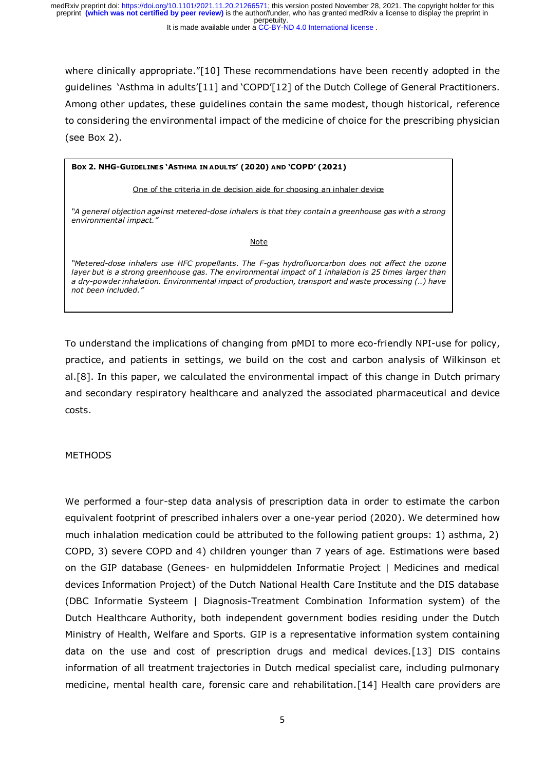where clinically appropriate."[10] These recommendations have been recently adopted in the guidelines 'Asthma in adults'[11] and 'COPD'[12] of the Dutch College of General Practitioners. Among other updates, these guidelines contain the same modest, though historical, reference to considering the environmental impact of the medicine of choice for the prescribing physician (see Box 2).

> **BOX 2. NHG-GUIDELINES 'ASTHMA IN ADULTS' (2020) AND 'COPD' (2021)**
>
> One of the criteria in de decision aide for choosing an inhaler device
>
> *"A general objection against metered-dose inhalers is that they contain a greenhouse gas with a strong environmental impact."*
>
> Note
>
> *"Metered-dose inhalers use HFC propellants. The F-gas hydrofluorcarbon does not affect the ozone layer but is a strong greenhouse gas. The environmental impact of 1 inhalation is 25 times larger than a dry-powder inhalation. Environmental impact of production, transport and waste processing (..) have not been included."*

To understand the implications of changing from pMDI to more eco-friendly NPI-use for policy, practice, and patients in settings, we build on the cost and carbon analysis of Wilkinson et al.[8]. In this paper, we calculated the environmental impact of this change in Dutch primary and secondary respiratory healthcare and analyzed the associated pharmaceutical and device costs.

## METHODS

We performed a four-step data analysis of prescription data in order to estimate the carbon equivalent footprint of prescribed inhalers over a one-year period (2020). We determined how much inhalation medication could be attributed to the following patient groups: 1) asthma, 2) COPD, 3) severe COPD and 4) children younger than 7 years of age. Estimations were based on the GIP database (Genees- en hulpmiddelen Informatie Project | Medicines and medical devices Information Project) of the Dutch National Health Care Institute and the DIS database (DBC Informatie Systeem | Diagnosis-Treatment Combination Information system) of the Dutch Healthcare Authority, both independent government bodies residing under the Dutch Ministry of Health, Welfare and Sports. GIP is a representative information system containing data on the use and cost of prescription drugs and medical devices.[13] DIS contains information of all treatment trajectories in Dutch medical specialist care, including pulmonary medicine, mental health care, forensic care and rehabilitation.[14] Health care providers are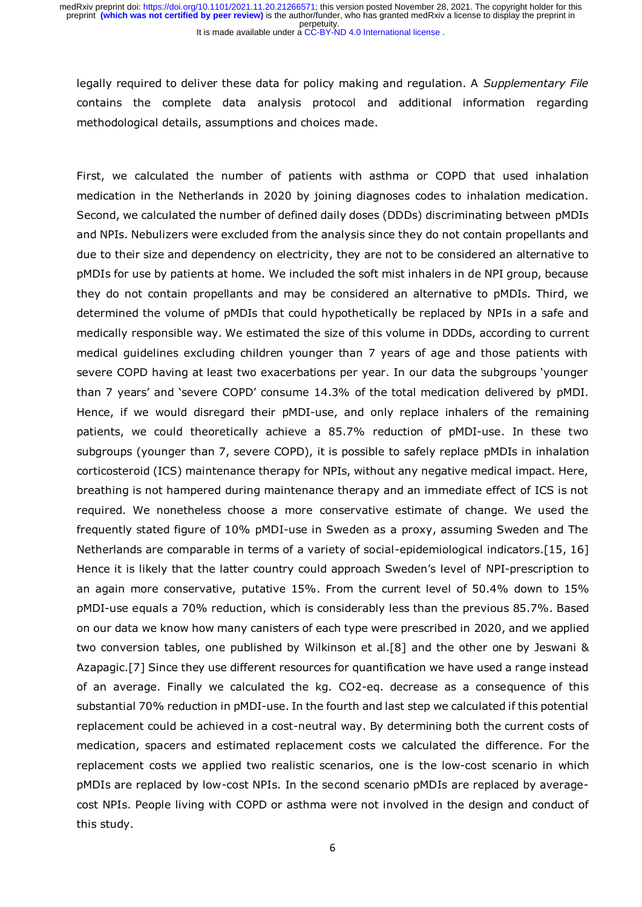legally required to deliver these data for policy making and regulation. A *Supplementary File* contains the complete data analysis protocol and additional information regarding methodological details, assumptions and choices made.

First, we calculated the number of patients with asthma or COPD that used inhalation medication in the Netherlands in 2020 by joining diagnoses codes to inhalation medication. Second, we calculated the number of defined daily doses (DDDs) discriminating between pMDIs and NPIs. Nebulizers were excluded from the analysis since they do not contain propellants and due to their size and dependency on electricity, they are not to be considered an alternative to pMDIs for use by patients at home. We included the soft mist inhalers in de NPI group, because they do not contain propellants and may be considered an alternative to pMDIs. Third, we determined the volume of pMDIs that could hypothetically be replaced by NPIs in a safe and medically responsible way. We estimated the size of this volume in DDDs, according to current medical guidelines excluding children younger than 7 years of age and those patients with severe COPD having at least two exacerbations per year. In our data the subgroups 'younger than 7 years' and 'severe COPD' consume 14.3% of the total medication delivered by pMDI. Hence, if we would disregard their pMDI-use, and only replace inhalers of the remaining patients, we could theoretically achieve a 85.7% reduction of pMDI-use. In these two subgroups (younger than 7, severe COPD), it is possible to safely replace pMDIs in inhalation corticosteroid (ICS) maintenance therapy for NPIs, without any negative medical impact. Here, breathing is not hampered during maintenance therapy and an immediate effect of ICS is not required. We nonetheless choose a more conservative estimate of change. We used the frequently stated figure of 10% pMDI-use in Sweden as a proxy, assuming Sweden and The Netherlands are comparable in terms of a variety of social-epidemiological indicators.[15, 16] Hence it is likely that the latter country could approach Sweden's level of NPI-prescription to an again more conservative, putative 15%. From the current level of 50.4% down to 15% pMDI-use equals a 70% reduction, which is considerably less than the previous 85.7%. Based on our data we know how many canisters of each type were prescribed in 2020, and we applied two conversion tables, one published by Wilkinson et al.[8] and the other one by Jeswani & Azapagic.[7] Since they use different resources for quantification we have used a range instead of an average. Finally we calculated the kg. $CO_2$-eq. decrease as a consequence of this substantial 70% reduction in pMDI-use. In the fourth and last step we calculated if this potential replacement could be achieved in a cost-neutral way. By determining both the current costs of medication, spacers and estimated replacement costs we calculated the difference. For the replacement costs we applied two realistic scenarios, one is the low-cost scenario in which pMDIs are replaced by low-cost NPIs. In the second scenario pMDIs are replaced by average-cost NPIs. People living with COPD or asthma were not involved in the design and conduct of this study.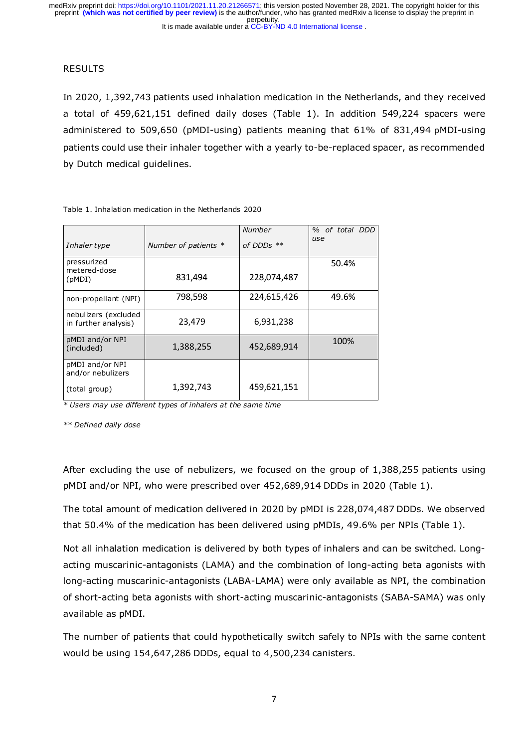RESULTS

In 2020, 1,392,743 patients used inhalation medication in the Netherlands, and they received a total of 459,621,151 defined daily doses (Table 1). In addition 549,224 spacers were administered to 509,650 (pMDI-using) patients meaning that 61% of 831,494 pMDI-using patients could use their inhaler together with a yearly to-be-replaced spacer, as recommended by Dutch medical guidelines.

Table 1. Inhalation medication in the Netherlands 2020

| *Inhaler type* | *Number of patients \** | *Number of DDDs \*\** | *% of total DDD use* |
|---|---|---|---|
| pressurized metered-dose (pMDI) | 831,494 | 228,074,487 | 50.4% |
| non-propellant (NPI) | 798,598 | 224,615,426 | 49.6% |
| nebulizers (excluded in further analysis) | 23,479 | 6,931,238 | |
| pMDI and/or NPI (included) | 1,388,255 | 452,689,914 | 100% |
| pMDI and/or NPI and/or nebulizers (total group) | 1,392,743 | 459,621,151 | |

*\* Users may use different types of inhalers at the same time*

*\*\* Defined daily dose*

After excluding the use of nebulizers, we focused on the group of 1,388,255 patients using pMDI and/or NPI, who were prescribed over 452,689,914 DDDs in 2020 (Table 1).

The total amount of medication delivered in 2020 by pMDI is 228,074,487 DDDs. We observed that 50.4% of the medication has been delivered using pMDIs, 49.6% per NPIs (Table 1).

Not all inhalation medication is delivered by both types of inhalers and can be switched. Long-acting muscarinic-antagonists (LAMA) and the combination of long-acting beta agonists with long-acting muscarinic-antagonists (LABA-LAMA) were only available as NPI, the combination of short-acting beta agonists with short-acting muscarinic-antagonists (SABA-SAMA) was only available as pMDI.

The number of patients that could hypothetically switch safely to NPIs with the same content would be using 154,647,286 DDDs, equal to 4,500,234 canisters.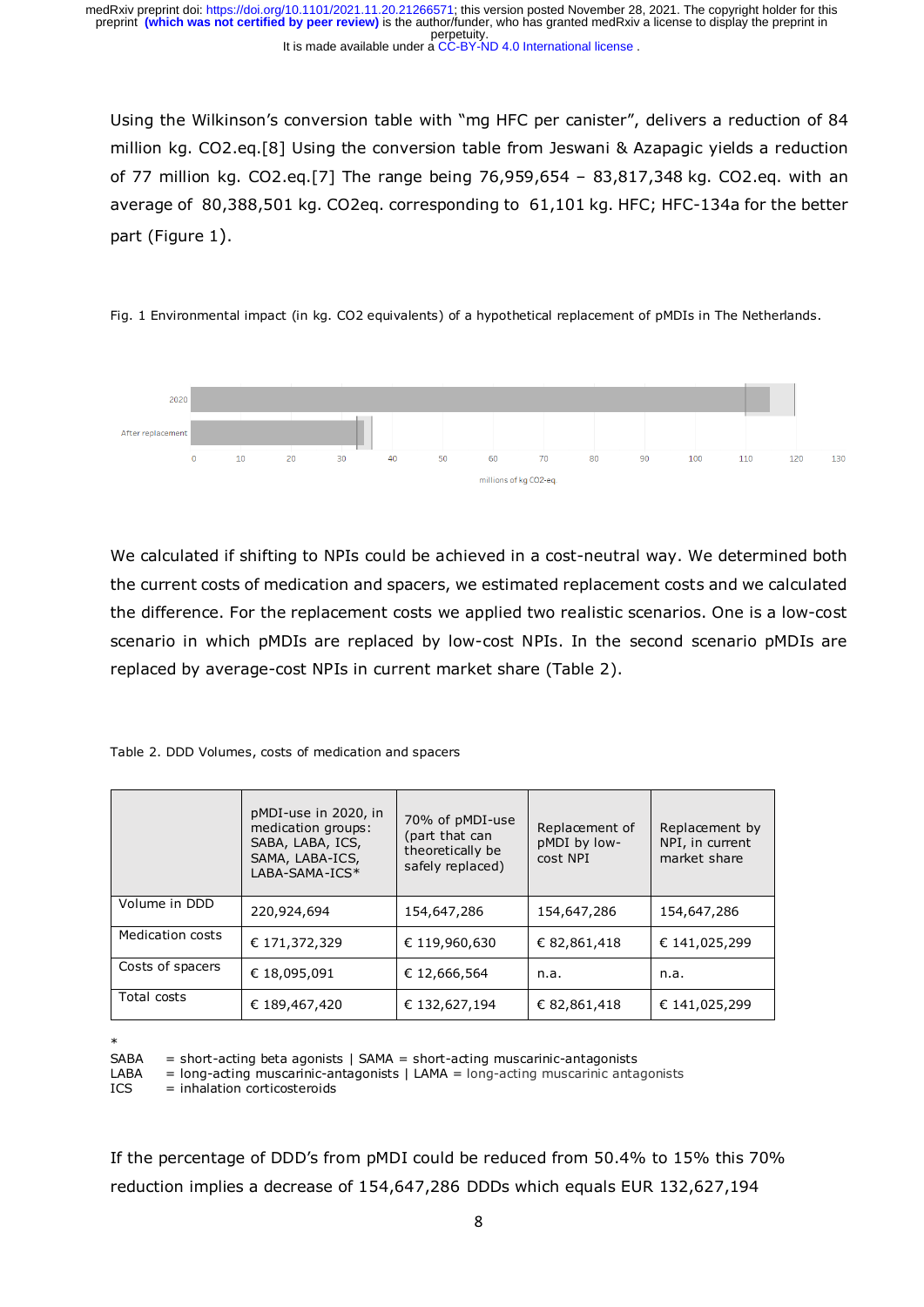Using the Wilkinson's conversion table with "mg HFC per canister", delivers a reduction of 84 million kg. CO2.eq.[8] Using the conversion table from Jeswani & Azapagic yields a reduction of 77 million kg. CO2.eq.[7] The range being 76,959,654 – 83,817,348 kg. CO2.eq. with an average of 80,388,501 kg. CO2eq. corresponding to 61,101 kg. HFC; HFC-134a for the better part (Figure 1).

Fig. 1 Environmental impact (in kg. CO2 equivalents) of a hypothetical replacement of pMDIs in The Netherlands.

We calculated if shifting to NPIs could be achieved in a cost-neutral way. We determined both the current costs of medication and spacers, we estimated replacement costs and we calculated the difference. For the replacement costs we applied two realistic scenarios. One is a low-cost scenario in which pMDIs are replaced by low-cost NPIs. In the second scenario pMDIs are replaced by average-cost NPIs in current market share (Table 2).

Table 2. DDD Volumes, costs of medication and spacers

| | pMDI-use in 2020, in medication groups: SABA, LABA, ICS, SAMA, LABA-ICS, LABA-SAMA-ICS* | 70% of pMDI-use (part that can theoretically be safely replaced) | Replacement of pMDI by low-cost NPI | Replacement by NPI, in current market share |
|---|---|---|---|---|
| Volume in DDD | 220,924,694 | 154,647,286 | 154,647,286 | 154,647,286 |
| Medication costs | € 171,372,329 | € 119,960,630 | € 82,861,418 | € 141,025,299 |
| Costs of spacers | € 18,095,091 | € 12,666,564 | n.a. | n.a. |
| Total costs | € 189,467,420 | € 132,627,194 | € 82,861,418 | € 141,025,299 |

*
SABA = short-acting beta agonists | SAMA = short-acting muscarinic-antagonists
LABA = long-acting muscarinic-antagonists | LAMA = long-acting muscarinic antagonists
ICS = inhalation corticosteroids

If the percentage of DDD's from pMDI could be reduced from 50.4% to 15% this 70% reduction implies a decrease of 154,647,286 DDDs which equals EUR 132,627,194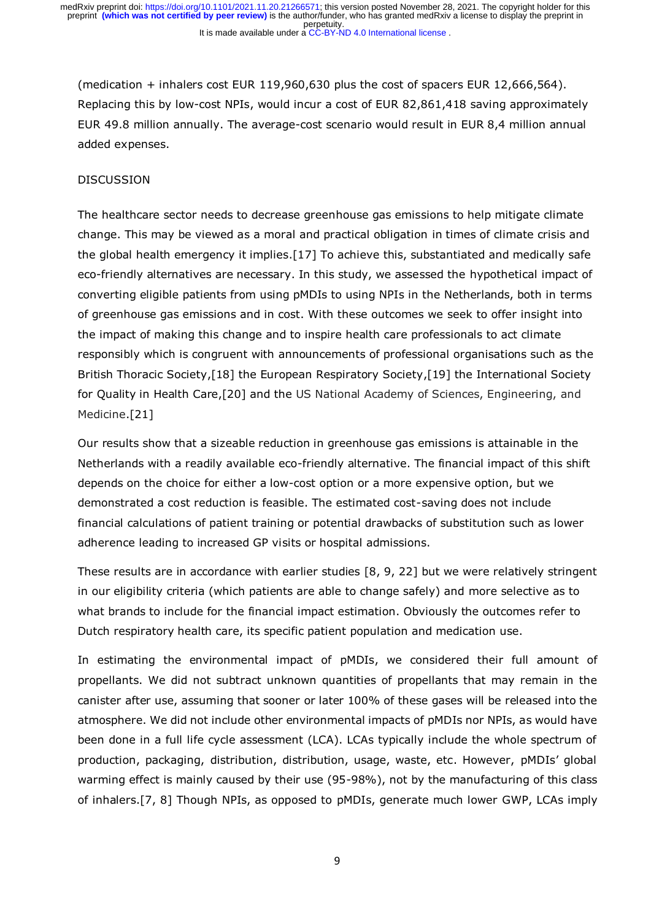(medication + inhalers cost EUR 119,960,630 plus the cost of spacers EUR 12,666,564). Replacing this by low-cost NPIs, would incur a cost of EUR 82,861,418 saving approximately EUR 49.8 million annually. The average-cost scenario would result in EUR 8,4 million annual added expenses.

## DISCUSSION

The healthcare sector needs to decrease greenhouse gas emissions to help mitigate climate change. This may be viewed as a moral and practical obligation in times of climate crisis and the global health emergency it implies.[17] To achieve this, substantiated and medically safe eco-friendly alternatives are necessary. In this study, we assessed the hypothetical impact of converting eligible patients from using pMDIs to using NPIs in the Netherlands, both in terms of greenhouse gas emissions and in cost. With these outcomes we seek to offer insight into the impact of making this change and to inspire health care professionals to act climate responsibly which is congruent with announcements of professional organisations such as the British Thoracic Society,[18] the European Respiratory Society,[19] the International Society for Quality in Health Care,[20] and the US National Academy of Sciences, Engineering, and Medicine.[21]

Our results show that a sizeable reduction in greenhouse gas emissions is attainable in the Netherlands with a readily available eco-friendly alternative. The financial impact of this shift depends on the choice for either a low-cost option or a more expensive option, but we demonstrated a cost reduction is feasible. The estimated cost-saving does not include financial calculations of patient training or potential drawbacks of substitution such as lower adherence leading to increased GP visits or hospital admissions.

These results are in accordance with earlier studies [8, 9, 22] but we were relatively stringent in our eligibility criteria (which patients are able to change safely) and more selective as to what brands to include for the financial impact estimation. Obviously the outcomes refer to Dutch respiratory health care, its specific patient population and medication use.

In estimating the environmental impact of pMDIs, we considered their full amount of propellants. We did not subtract unknown quantities of propellants that may remain in the canister after use, assuming that sooner or later 100% of these gases will be released into the atmosphere. We did not include other environmental impacts of pMDIs nor NPIs, as would have been done in a full life cycle assessment (LCA). LCAs typically include the whole spectrum of production, packaging, distribution, distribution, usage, waste, etc. However, pMDIs' global warming effect is mainly caused by their use (95-98%), not by the manufacturing of this class of inhalers.[7, 8] Though NPIs, as opposed to pMDIs, generate much lower GWP, LCAs imply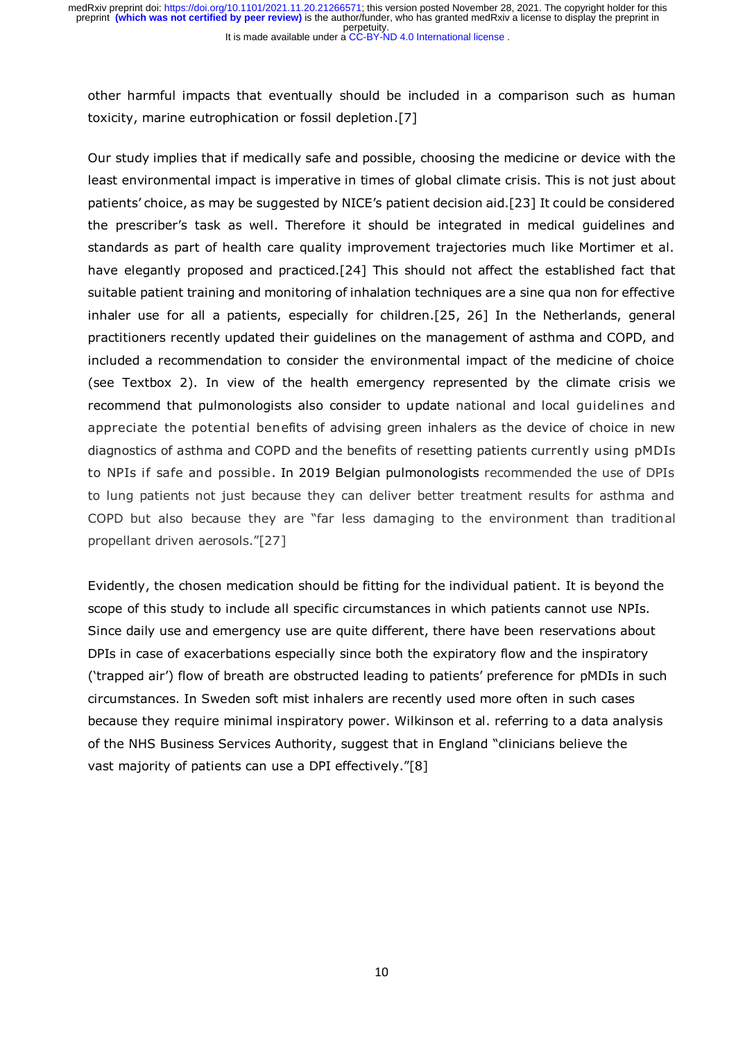other harmful impacts that eventually should be included in a comparison such as human toxicity, marine eutrophication or fossil depletion.[7]

Our study implies that if medically safe and possible, choosing the medicine or device with the least environmental impact is imperative in times of global climate crisis. This is not just about patients' choice, as may be suggested by NICE's patient decision aid.[23] It could be considered the prescriber's task as well. Therefore it should be integrated in medical guidelines and standards as part of health care quality improvement trajectories much like Mortimer et al. have elegantly proposed and practiced.[24] This should not affect the established fact that suitable patient training and monitoring of inhalation techniques are a sine qua non for effective inhaler use for all a patients, especially for children.[25, 26] In the Netherlands, general practitioners recently updated their guidelines on the management of asthma and COPD, and included a recommendation to consider the environmental impact of the medicine of choice (see Textbox 2). In view of the health emergency represented by the climate crisis we recommend that pulmonologists also consider to update national and local guidelines and appreciate the potential benefits of advising green inhalers as the device of choice in new diagnostics of asthma and COPD and the benefits of resetting patients currently using pMDIs to NPIs if safe and possible. In 2019 Belgian pulmonologists recommended the use of DPIs to lung patients not just because they can deliver better treatment results for asthma and COPD but also because they are "far less damaging to the environment than traditional propellant driven aerosols."[27]

Evidently, the chosen medication should be fitting for the individual patient. It is beyond the scope of this study to include all specific circumstances in which patients cannot use NPIs. Since daily use and emergency use are quite different, there have been reservations about DPIs in case of exacerbations especially since both the expiratory flow and the inspiratory ('trapped air') flow of breath are obstructed leading to patients' preference for pMDIs in such circumstances. In Sweden soft mist inhalers are recently used more often in such cases because they require minimal inspiratory power. Wilkinson et al. referring to a data analysis of the NHS Business Services Authority, suggest that in England "clinicians believe the vast majority of patients can use a DPI effectively."[8]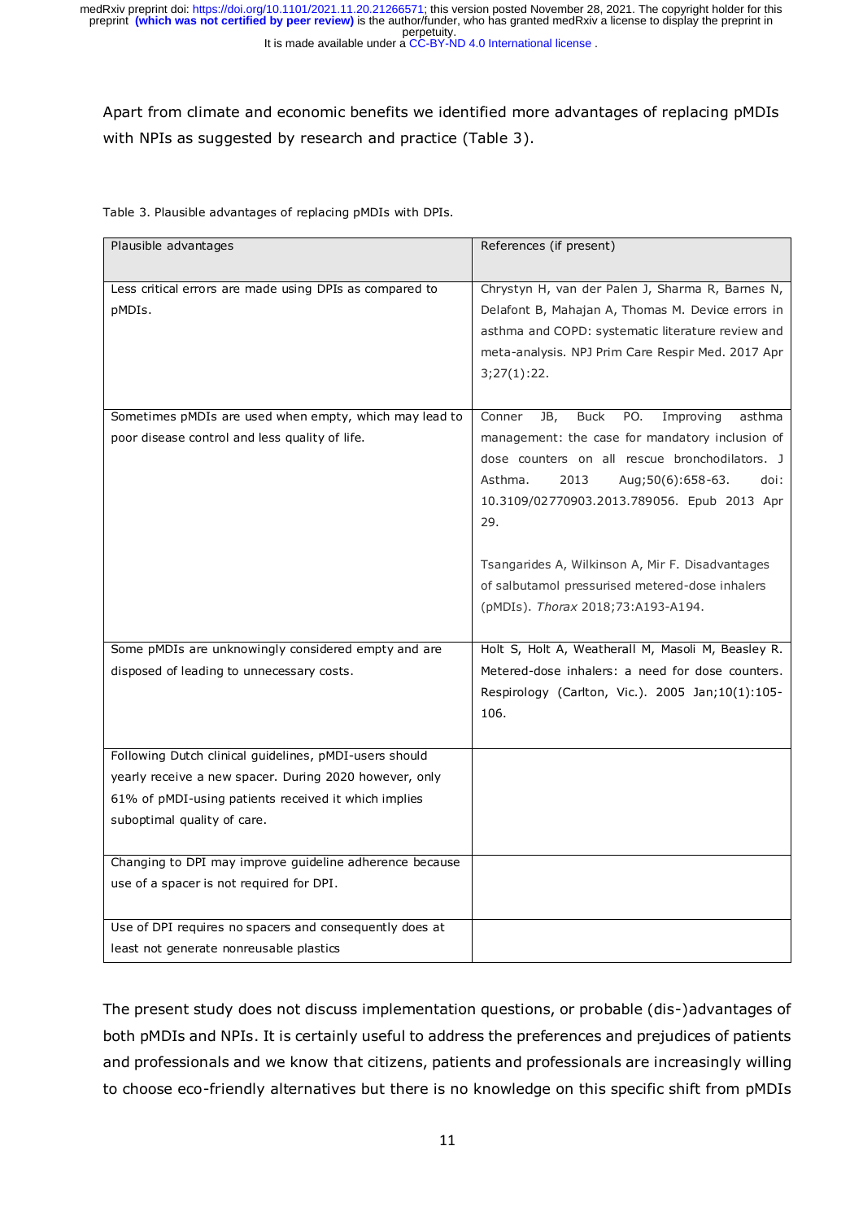Apart from climate and economic benefits we identified more advantages of replacing pMDIs with NPIs as suggested by research and practice (Table 3).

Table 3. Plausible advantages of replacing pMDIs with DPIs.

| Plausible advantages | References (if present) |
| --- | --- |
| Less critical errors are made using DPIs as compared to pMDIs. | Chrystyn H, van der Palen J, Sharma R, Barnes N, Delafont B, Mahajan A, Thomas M. Device errors in asthma and COPD: systematic literature review and meta-analysis. NPJ Prim Care Respir Med. 2017 Apr 3;27(1):22. |
| Sometimes pMDIs are used when empty, which may lead to poor disease control and less quality of life. | Conner JB, Buck PO. Improving asthma management: the case for mandatory inclusion of dose counters on all rescue bronchodilators. J Asthma. 2013 Aug;50(6):658-63. doi: 10.3109/02770903.2013.789056. Epub 2013 Apr 29.<br><br>Tsangarides A, Wilkinson A, Mir F. Disadvantages of salbutamol pressurised metered-dose inhalers (pMDIs). *Thorax* 2018;73:A193-A194. |
| Some pMDIs are unknowingly considered empty and are disposed of leading to unnecessary costs. | Holt S, Holt A, Weatherall M, Masoli M, Beasley R. Metered-dose inhalers: a need for dose counters. Respirology (Carlton, Vic.). 2005 Jan;10(1):105-106. |
| Following Dutch clinical guidelines, pMDI-users should yearly receive a new spacer. During 2020 however, only 61% of pMDI-using patients received it which implies suboptimal quality of care. | |
| Changing to DPI may improve guideline adherence because use of a spacer is not required for DPI. | |
| Use of DPI requires no spacers and consequently does at least not generate nonreusable plastics | |

The present study does not discuss implementation questions, or probable (dis-)advantages of both pMDIs and NPIs. It is certainly useful to address the preferences and prejudices of patients and professionals and we know that citizens, patients and professionals are increasingly willing to choose eco-friendly alternatives but there is no knowledge on this specific shift from pMDIs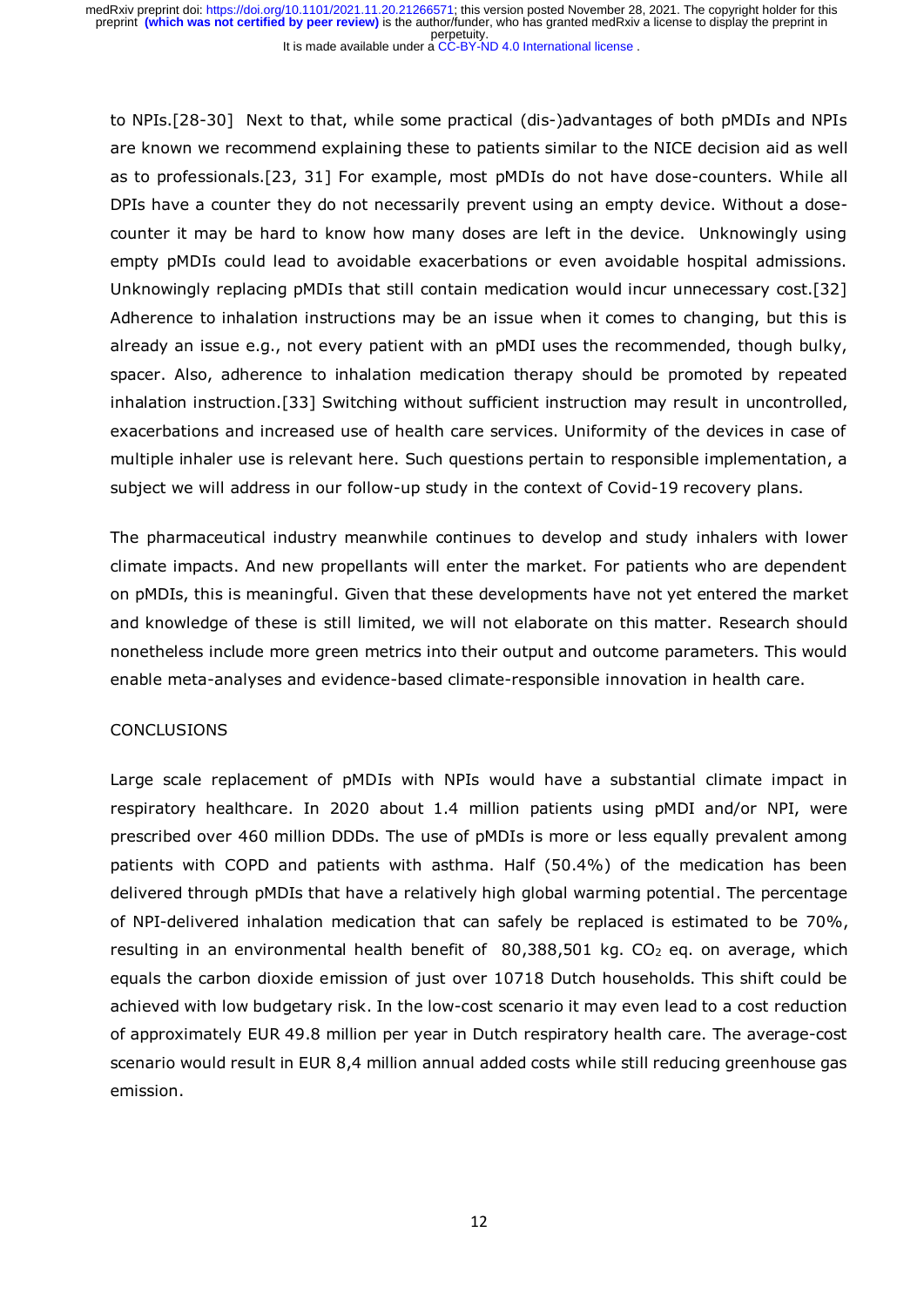to NPIs.[28-30] Next to that, while some practical (dis-)advantages of both pMDIs and NPIs are known we recommend explaining these to patients similar to the NICE decision aid as well as to professionals.[23, 31] For example, most pMDIs do not have dose-counters. While all DPIs have a counter they do not necessarily prevent using an empty device. Without a dose-counter it may be hard to know how many doses are left in the device. Unknowingly using empty pMDIs could lead to avoidable exacerbations or even avoidable hospital admissions. Unknowingly replacing pMDIs that still contain medication would incur unnecessary cost.[32] Adherence to inhalation instructions may be an issue when it comes to changing, but this is already an issue e.g., not every patient with an pMDI uses the recommended, though bulky, spacer. Also, adherence to inhalation medication therapy should be promoted by repeated inhalation instruction.[33] Switching without sufficient instruction may result in uncontrolled, exacerbations and increased use of health care services. Uniformity of the devices in case of multiple inhaler use is relevant here. Such questions pertain to responsible implementation, a subject we will address in our follow-up study in the context of Covid-19 recovery plans.

The pharmaceutical industry meanwhile continues to develop and study inhalers with lower climate impacts. And new propellants will enter the market. For patients who are dependent on pMDIs, this is meaningful. Given that these developments have not yet entered the market and knowledge of these is still limited, we will not elaborate on this matter. Research should nonetheless include more green metrics into their output and outcome parameters. This would enable meta-analyses and evidence-based climate-responsible innovation in health care.

## CONCLUSIONS

Large scale replacement of pMDIs with NPIs would have a substantial climate impact in respiratory healthcare. In 2020 about 1.4 million patients using pMDI and/or NPI, were prescribed over 460 million DDDs. The use of pMDIs is more or less equally prevalent among patients with COPD and patients with asthma. Half (50.4%) of the medication has been delivered through pMDIs that have a relatively high global warming potential. The percentage of NPI-delivered inhalation medication that can safely be replaced is estimated to be 70%, resulting in an environmental health benefit of 80,388,501 kg. $CO_2$ eq. on average, which equals the carbon dioxide emission of just over 10718 Dutch households. This shift could be achieved with low budgetary risk. In the low-cost scenario it may even lead to a cost reduction of approximately EUR 49.8 million per year in Dutch respiratory health care. The average-cost scenario would result in EUR 8,4 million annual added costs while still reducing greenhouse gas emission.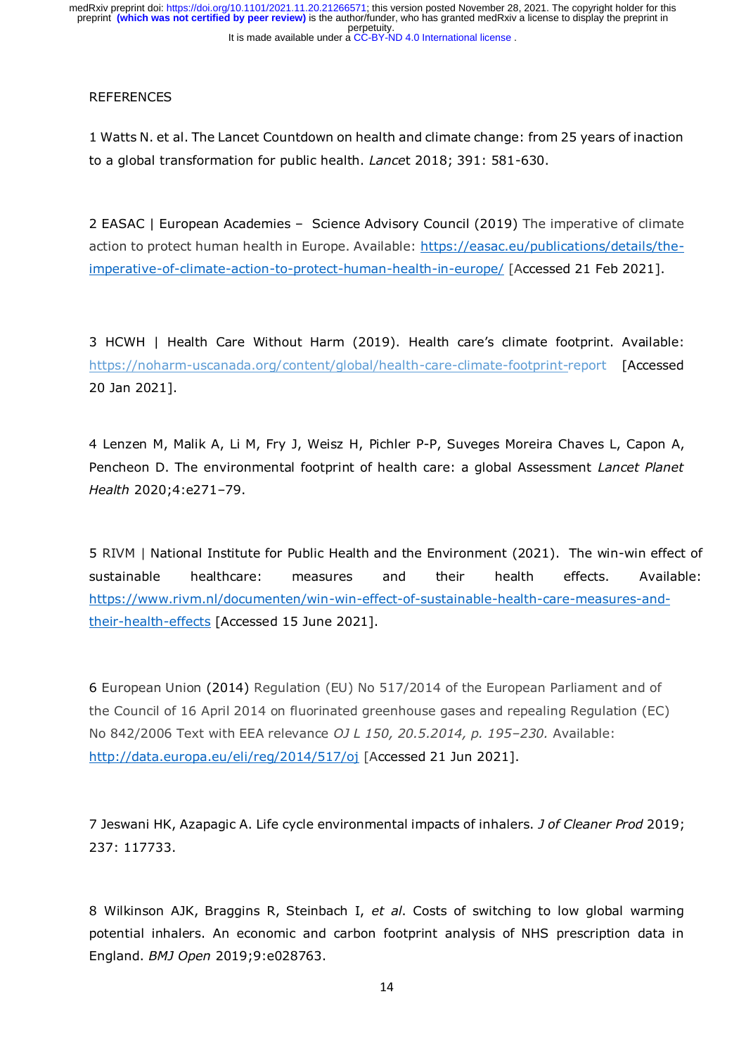REFERENCES

1 Watts N. et al. The Lancet Countdown on health and climate change: from 25 years of inaction to a global transformation for public health. *Lance*t 2018; 391: 581-630.

2 EASAC | European Academies – Science Advisory Council (2019) The imperative of climate action to protect human health in Europe. Available: [https://easac.eu/publications/details/the-imperative-of-climate-action-to-protect-human-health-in-europe/](https://easac.eu/publications/details/the-imperative-of-climate-action-to-protect-human-health-in-europe/) [Accessed 21 Feb 2021].

3 HCWH | Health Care Without Harm (2019). Health care's climate footprint. Available: https://noharm-uscanada.org/content/global/health-care-climate-footprint-report [Accessed 20 Jan 2021].

4 Lenzen M, Malik A, Li M, Fry J, Weisz H, Pichler P-P, Suveges Moreira Chaves L, Capon A, Pencheon D. The environmental footprint of health care: a global Assessment *Lancet Planet Health* 2020;4:e271–79.

5 RIVM | National Institute for Public Health and the Environment (2021). The win-win effect of sustainable healthcare: measures and their health effects. Available: [https://www.rivm.nl/documenten/win-win-effect-of-sustainable-health-care-measures-and-their-health-effects](https://www.rivm.nl/documenten/win-win-effect-of-sustainable-health-care-measures-and-their-health-effects) [Accessed 15 June 2021].

6 European Union (2014) Regulation (EU) No 517/2014 of the European Parliament and of the Council of 16 April 2014 on fluorinated greenhouse gases and repealing Regulation (EC) No 842/2006 Text with EEA relevance *OJ L 150, 20.5.2014, p. 195–230.* Available: [http://data.europa.eu/eli/reg/2014/517/oj](http://data.europa.eu/eli/reg/2014/517/oj) [Accessed 21 Jun 2021].

7 Jeswani HK, Azapagic A. Life cycle environmental impacts of inhalers. *J of Cleaner Prod* 2019; 237: 117733.

8 Wilkinson AJK, Braggins R, Steinbach I, *et al*. Costs of switching to low global warming potential inhalers. An economic and carbon footprint analysis of NHS prescription data in England. *BMJ Open* 2019;9:e028763.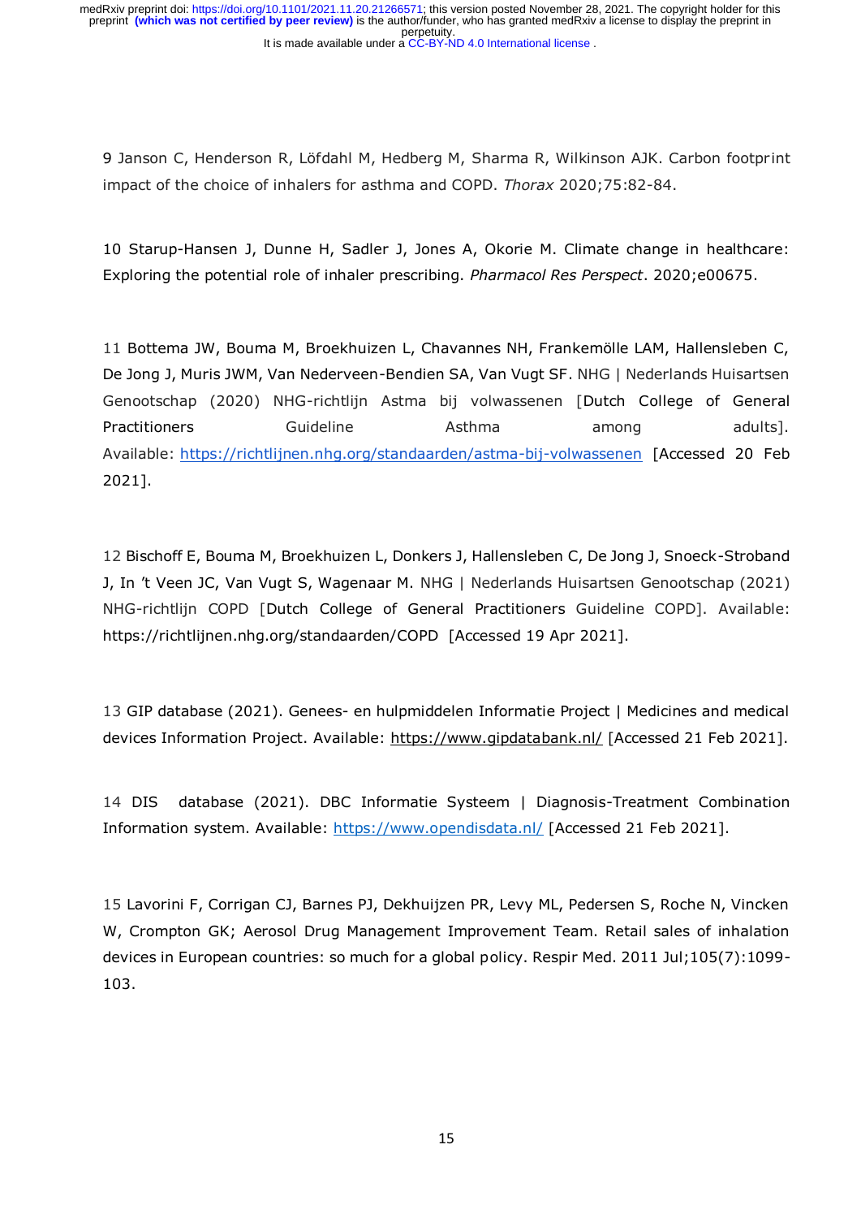9 Janson C, Henderson R, Löfdahl M, Hedberg M, Sharma R, Wilkinson AJK. Carbon footprint impact of the choice of inhalers for asthma and COPD. *Thorax* 2020;75:82-84.

10 Starup-Hansen J, Dunne H, Sadler J, Jones A, Okorie M. Climate change in healthcare: Exploring the potential role of inhaler prescribing. *Pharmacol Res Perspect*. 2020;e00675.

11 Bottema JW, Bouma M, Broekhuizen L, Chavannes NH, Frankemölle LAM, Hallensleben C, De Jong J, Muris JWM, Van Nederveen-Bendien SA, Van Vugt SF. NHG | Nederlands Huisartsen Genootschap (2020) NHG-richtlijn Astma bij volwassenen [Dutch College of General Practitioners Guideline Asthma among adults]. Available: https://richtlijnen.nhg.org/standaarden/astma-bij-volwassenen [Accessed 20 Feb 2021].

12 Bischoff E, Bouma M, Broekhuizen L, Donkers J, Hallensleben C, De Jong J, Snoeck-Stroband J, In 't Veen JC, Van Vugt S, Wagenaar M. NHG | Nederlands Huisartsen Genootschap (2021) NHG-richtlijn COPD [Dutch College of General Practitioners Guideline COPD]. Available: https://richtlijnen.nhg.org/standaarden/COPD [Accessed 19 Apr 2021].

13 GIP database (2021). Genees- en hulpmiddelen Informatie Project | Medicines and medical devices Information Project. Available: https://www.gipdatabank.nl/ [Accessed 21 Feb 2021].

14 DIS database (2021). DBC Informatie Systeem | Diagnosis-Treatment Combination Information system. Available: https://www.opendisdata.nl/ [Accessed 21 Feb 2021].

15 Lavorini F, Corrigan CJ, Barnes PJ, Dekhuijzen PR, Levy ML, Pedersen S, Roche N, Vincken W, Crompton GK; Aerosol Drug Management Improvement Team. Retail sales of inhalation devices in European countries: so much for a global policy. Respir Med. 2011 Jul;105(7):1099-103.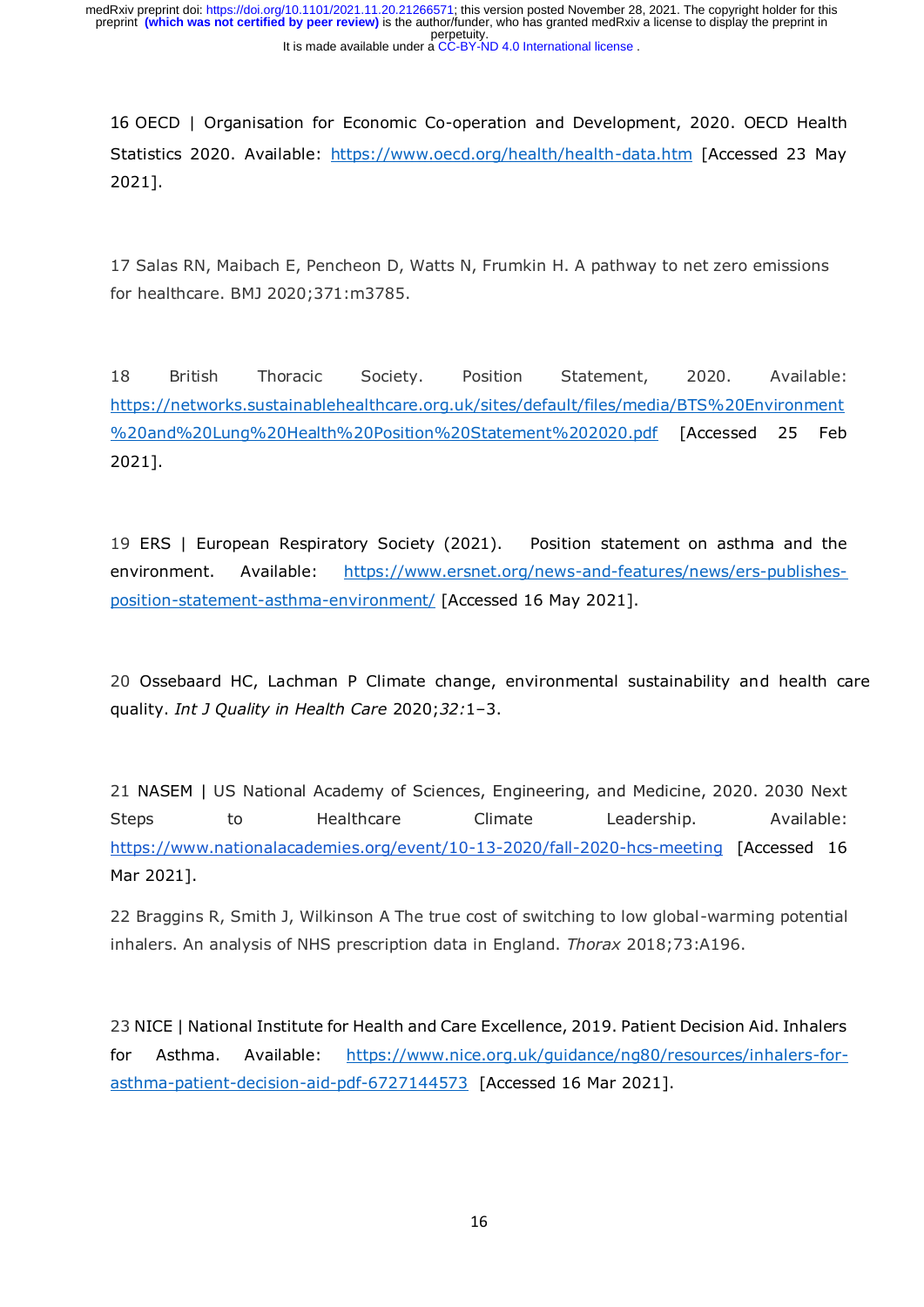16 OECD | Organisation for Economic Co-operation and Development, 2020. OECD Health Statistics 2020. Available: https://www.oecd.org/health/health-data.htm [Accessed 23 May 2021].

17 Salas RN, Maibach E, Pencheon D, Watts N, Frumkin H. A pathway to net zero emissions for healthcare. BMJ 2020;371:m3785.

18 British Thoracic Society. Position Statement, 2020. Available: https://networks.sustainablehealthcare.org.uk/sites/default/files/media/BTS%20Environment%20and%20Lung%20Health%20Position%20Statement%202020.pdf [Accessed 25 Feb 2021].

19 ERS | European Respiratory Society (2021). Position statement on asthma and the environment. Available: https://www.ersnet.org/news-and-features/news/ers-publishes-position-statement-asthma-environment/ [Accessed 16 May 2021].

20 Ossebaard HC, Lachman P Climate change, environmental sustainability and health care quality. *Int J Quality in Health Care* 2020;*32:*1–3.

21 NASEM | US National Academy of Sciences, Engineering, and Medicine, 2020. 2030 Next Steps to Healthcare Climate Leadership. Available: https://www.nationalacademies.org/event/10-13-2020/fall-2020-hcs-meeting [Accessed 16 Mar 2021].

22 Braggins R, Smith J, Wilkinson A The true cost of switching to low global-warming potential inhalers. An analysis of NHS prescription data in England. *Thorax* 2018;73:A196.

23 NICE | National Institute for Health and Care Excellence, 2019. Patient Decision Aid. Inhalers for Asthma. Available: https://www.nice.org.uk/guidance/ng80/resources/inhalers-for-asthma-patient-decision-aid-pdf-6727144573 [Accessed 16 Mar 2021].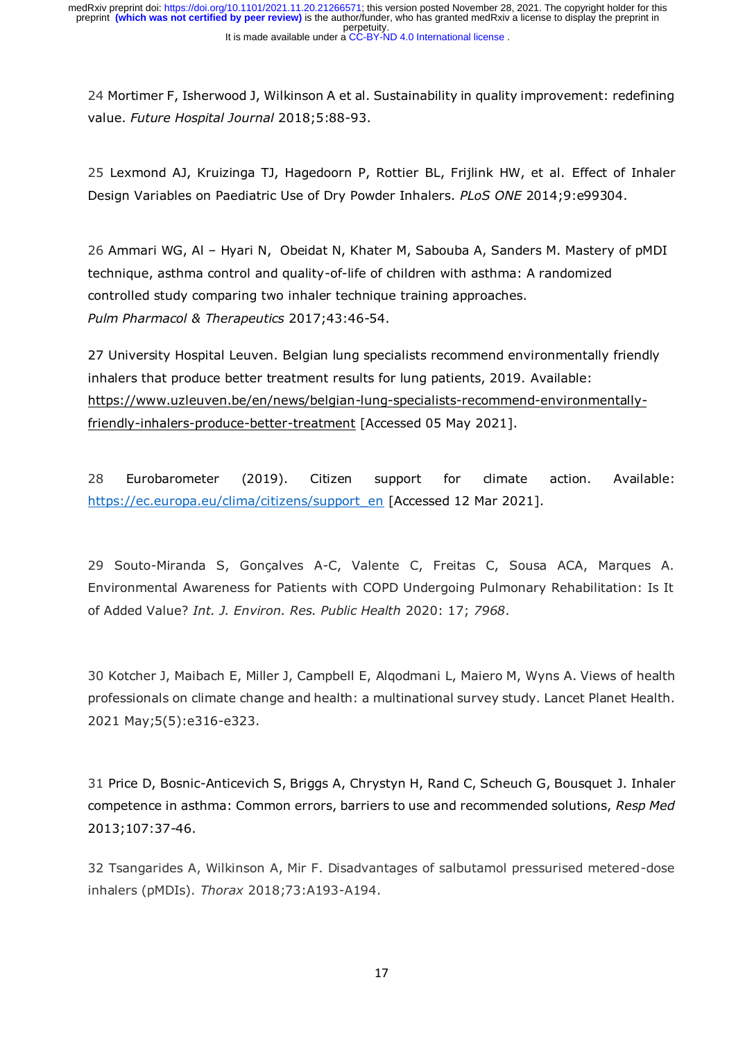24 Mortimer F, Isherwood J, Wilkinson A et al. Sustainability in quality improvement: redefining value. *Future Hospital Journal* 2018;5:88-93.

25 Lexmond AJ, Kruizinga TJ, Hagedoorn P, Rottier BL, Frijlink HW, et al. Effect of Inhaler Design Variables on Paediatric Use of Dry Powder Inhalers. *PLoS ONE* 2014;9:e99304.

26 Ammari WG, Al – Hyari N, Obeidat N, Khater M, Sabouba A, Sanders M. Mastery of pMDI technique, asthma control and quality-of-life of children with asthma: A randomized controlled study comparing two inhaler technique training approaches. *Pulm Pharmacol & Therapeutics* 2017;43:46-54.

27 University Hospital Leuven. Belgian lung specialists recommend environmentally friendly inhalers that produce better treatment results for lung patients, 2019. Available: https://www.uzleuven.be/en/news/belgian-lung-specialists-recommend-environmentally-friendly-inhalers-produce-better-treatment [Accessed 05 May 2021].

28 Eurobarometer (2019). Citizen support for climate action. Available: https://ec.europa.eu/clima/citizens/support_en [Accessed 12 Mar 2021].

29 Souto-Miranda S, Gonçalves A-C, Valente C, Freitas C, Sousa ACA, Marques A. Environmental Awareness for Patients with COPD Undergoing Pulmonary Rehabilitation: Is It of Added Value? *Int. J. Environ. Res. Public Health* 2020: 17; *7968*.

30 Kotcher J, Maibach E, Miller J, Campbell E, Alqodmani L, Maiero M, Wyns A. Views of health professionals on climate change and health: a multinational survey study. Lancet Planet Health. 2021 May;5(5):e316-e323.

31 Price D, Bosnic-Anticevich S, Briggs A, Chrystyn H, Rand C, Scheuch G, Bousquet J. Inhaler competence in asthma: Common errors, barriers to use and recommended solutions, *Resp Med* 2013;107:37-46.

32 Tsangarides A, Wilkinson A, Mir F. Disadvantages of salbutamol pressurised metered-dose inhalers (pMDIs). *Thorax* 2018;73:A193-A194.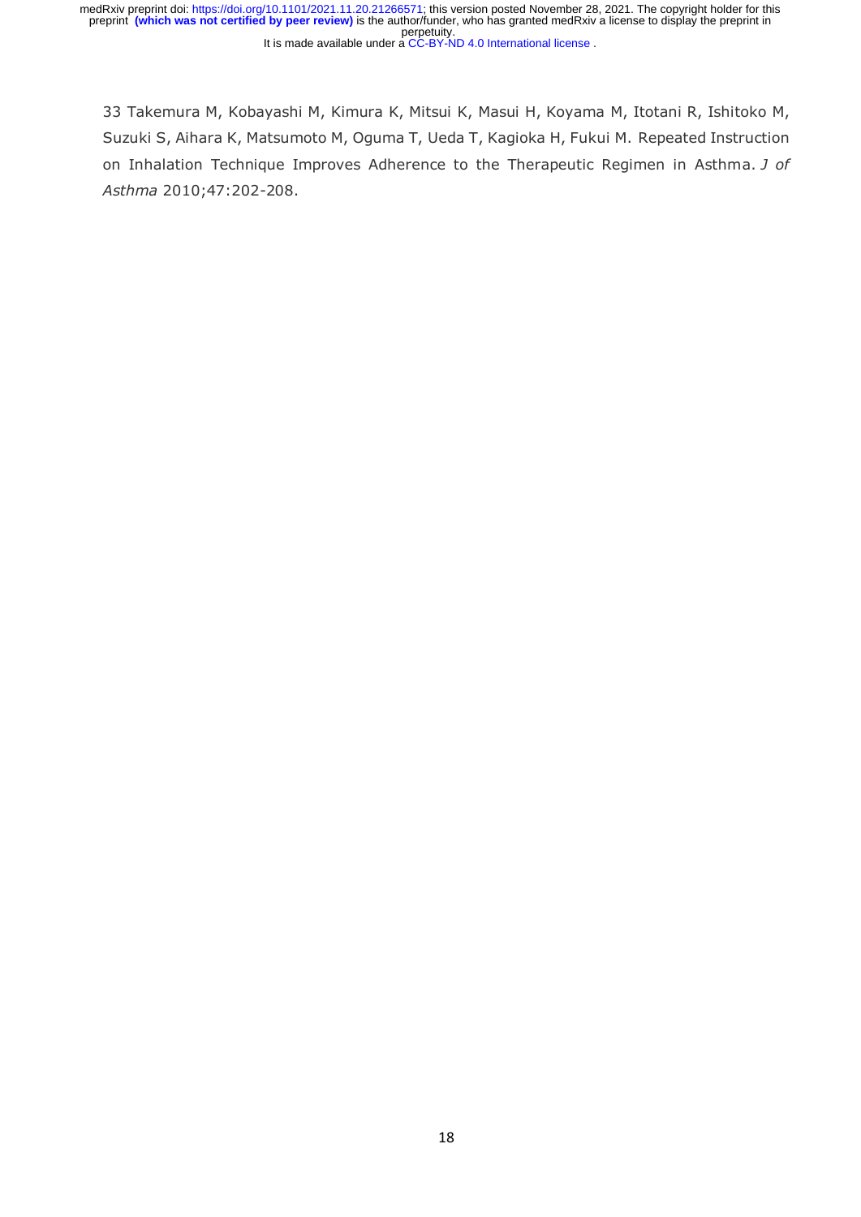33 Takemura M, Kobayashi M, Kimura K, Mitsui K, Masui H, Koyama M, Itotani R, Ishitoko M, Suzuki S, Aihara K, Matsumoto M, Oguma T, Ueda T, Kagioka H, Fukui M. Repeated Instruction on Inhalation Technique Improves Adherence to the Therapeutic Regimen in Asthma. *J of Asthma* 2010;47:202-208.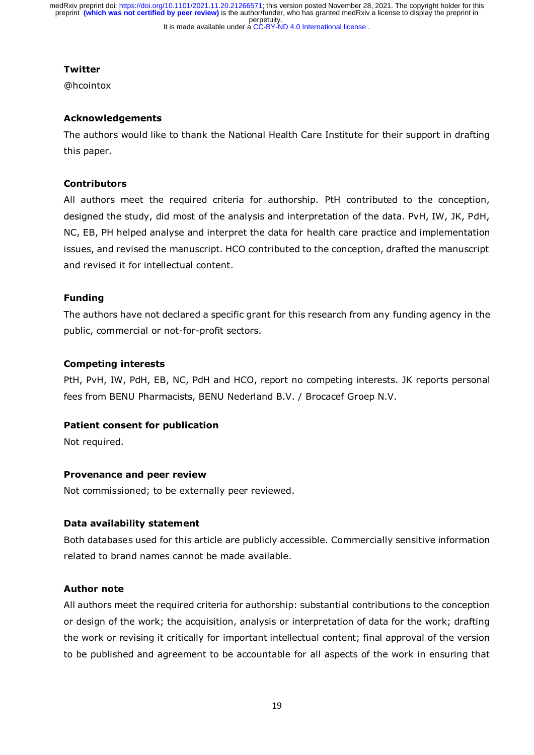**Twitter**

@hcointox

**Acknowledgements**

The authors would like to thank the National Health Care Institute for their support in drafting this paper.

**Contributors**

All authors meet the required criteria for authorship. PtH contributed to the conception, designed the study, did most of the analysis and interpretation of the data. PvH, IW, JK, PdH, NC, EB, PH helped analyse and interpret the data for health care practice and implementation issues, and revised the manuscript. HCO contributed to the conception, drafted the manuscript and revised it for intellectual content.

**Funding**

The authors have not declared a specific grant for this research from any funding agency in the public, commercial or not-for-profit sectors.

**Competing interests**

PtH, PvH, IW, PdH, EB, NC, PdH and HCO, report no competing interests. JK reports personal fees from BENU Pharmacists, BENU Nederland B.V. / Brocacef Groep N.V.

**Patient consent for publication**

Not required.

**Provenance and peer review**

Not commissioned; to be externally peer reviewed.

**Data availability statement**

Both databases used for this article are publicly accessible. Commercially sensitive information related to brand names cannot be made available.

**Author note**

All authors meet the required criteria for authorship: substantial contributions to the conception or design of the work; the acquisition, analysis or interpretation of data for the work; drafting the work or revising it critically for important intellectual content; final approval of the version to be published and agreement to be accountable for all aspects of the work in ensuring that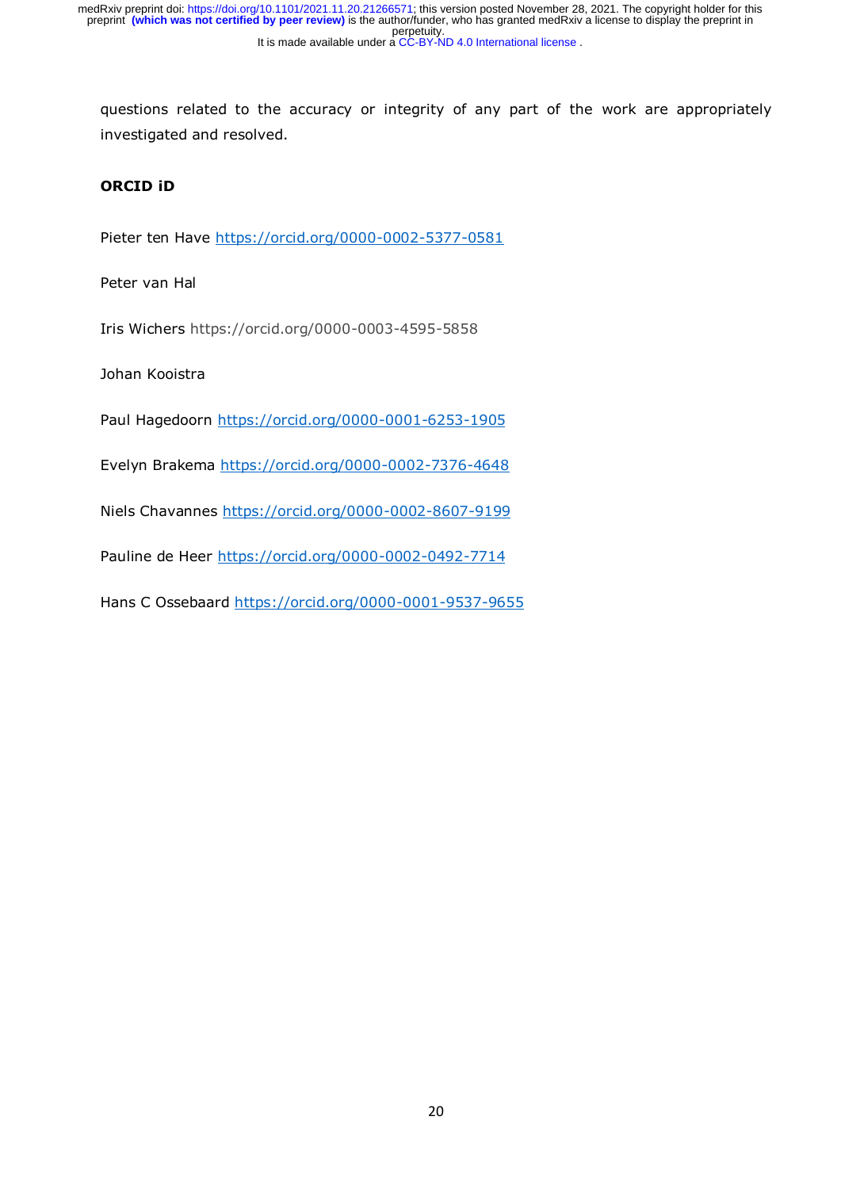questions related to the accuracy or integrity of any part of the work are appropriately investigated and resolved.

**ORCID iD**

Pieter ten Have https://orcid.org/0000-0002-5377-0581

Peter van Hal

Iris Wichers https://orcid.org/0000-0003-4595-5858

Johan Kooistra

Paul Hagedoorn https://orcid.org/0000-0001-6253-1905

Evelyn Brakema https://orcid.org/0000-0002-7376-4648

Niels Chavannes https://orcid.org/0000-0002-8607-9199

Pauline de Heer https://orcid.org/0000-0002-0492-7714

Hans C Ossebaard https://orcid.org/0000-0001-9537-9655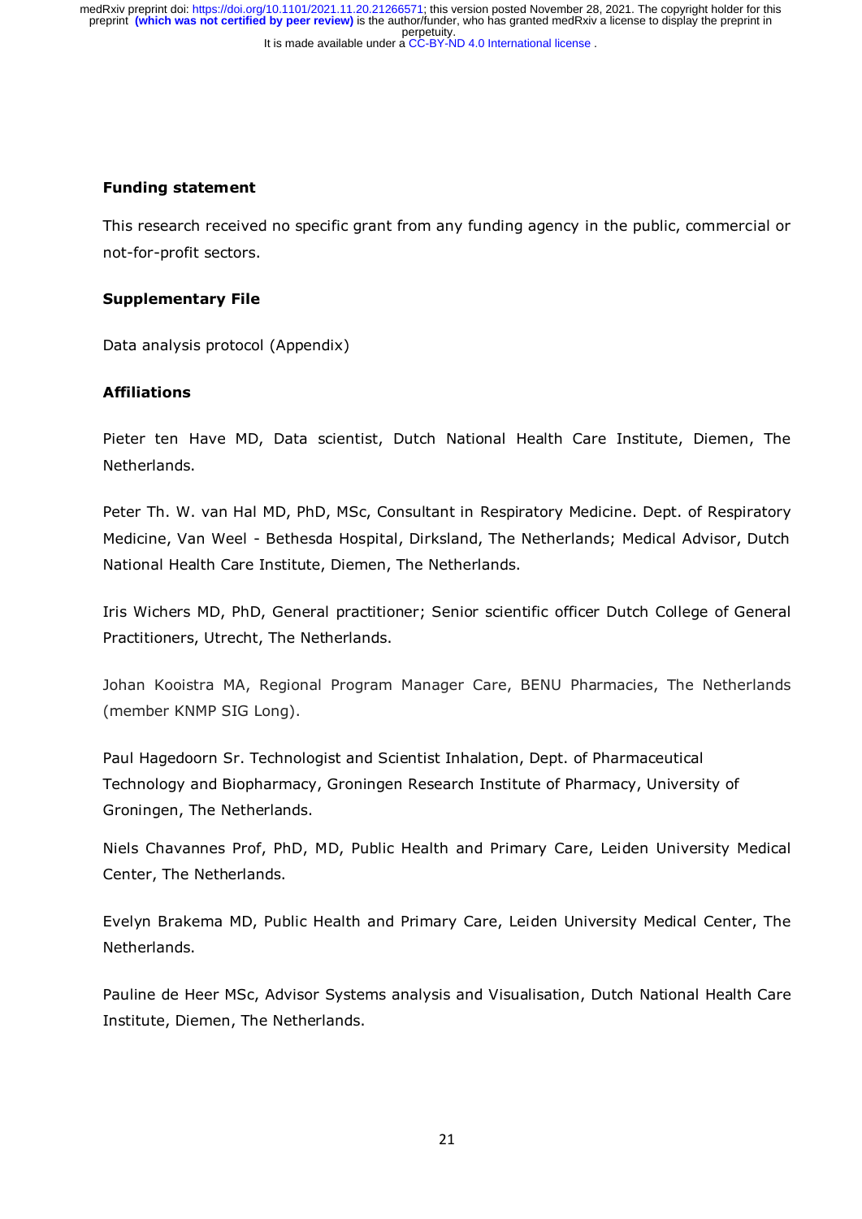**Funding statement**

This research received no specific grant from any funding agency in the public, commercial or not-for-profit sectors.

**Supplementary File**

Data analysis protocol (Appendix)

**Affiliations**

Pieter ten Have MD, Data scientist, Dutch National Health Care Institute, Diemen, The Netherlands.

Peter Th. W. van Hal MD, PhD, MSc, Consultant in Respiratory Medicine. Dept. of Respiratory Medicine, Van Weel - Bethesda Hospital, Dirksland, The Netherlands; Medical Advisor, Dutch National Health Care Institute, Diemen, The Netherlands.

Iris Wichers MD, PhD, General practitioner; Senior scientific officer Dutch College of General Practitioners, Utrecht, The Netherlands.

Johan Kooistra MA, Regional Program Manager Care, BENU Pharmacies, The Netherlands (member KNMP SIG Long).

Paul Hagedoorn Sr. Technologist and Scientist Inhalation, Dept. of Pharmaceutical Technology and Biopharmacy, Groningen Research Institute of Pharmacy, University of Groningen, The Netherlands.

Niels Chavannes Prof, PhD, MD, Public Health and Primary Care, Leiden University Medical Center, The Netherlands.

Evelyn Brakema MD, Public Health and Primary Care, Leiden University Medical Center, The Netherlands.

Pauline de Heer MSc, Advisor Systems analysis and Visualisation, Dutch National Health Care Institute, Diemen, The Netherlands.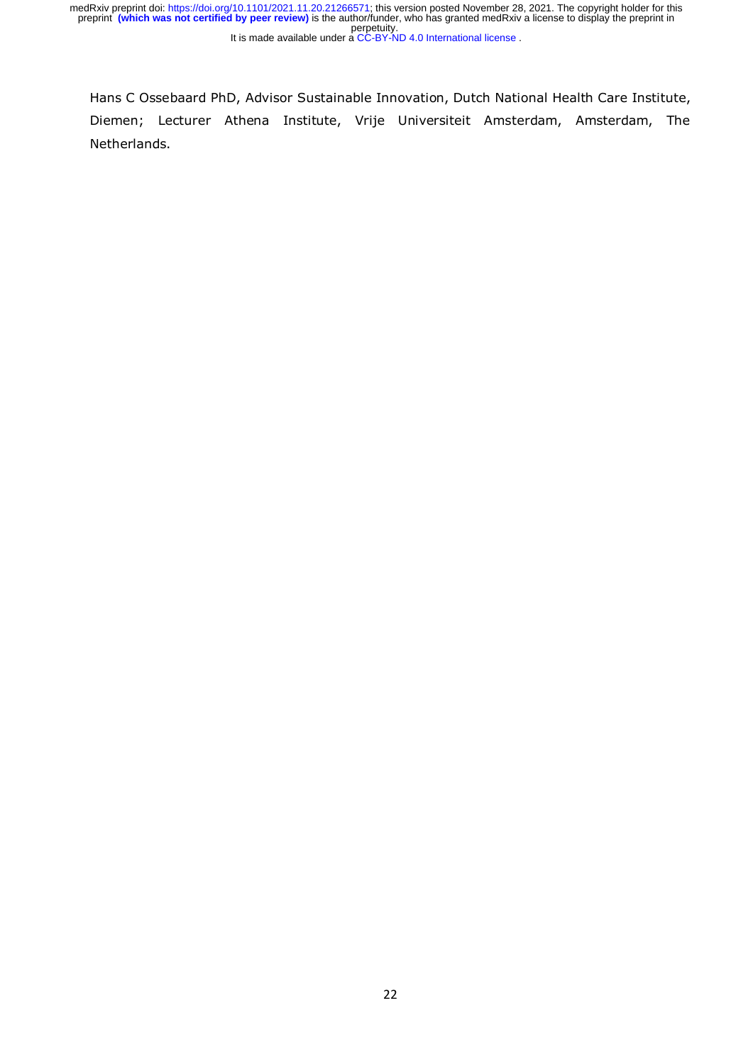Hans C Ossebaard PhD, Advisor Sustainable Innovation, Dutch National Health Care Institute, Diemen; Lecturer Athena Institute, Vrije Universiteit Amsterdam, Amsterdam, The Netherlands.